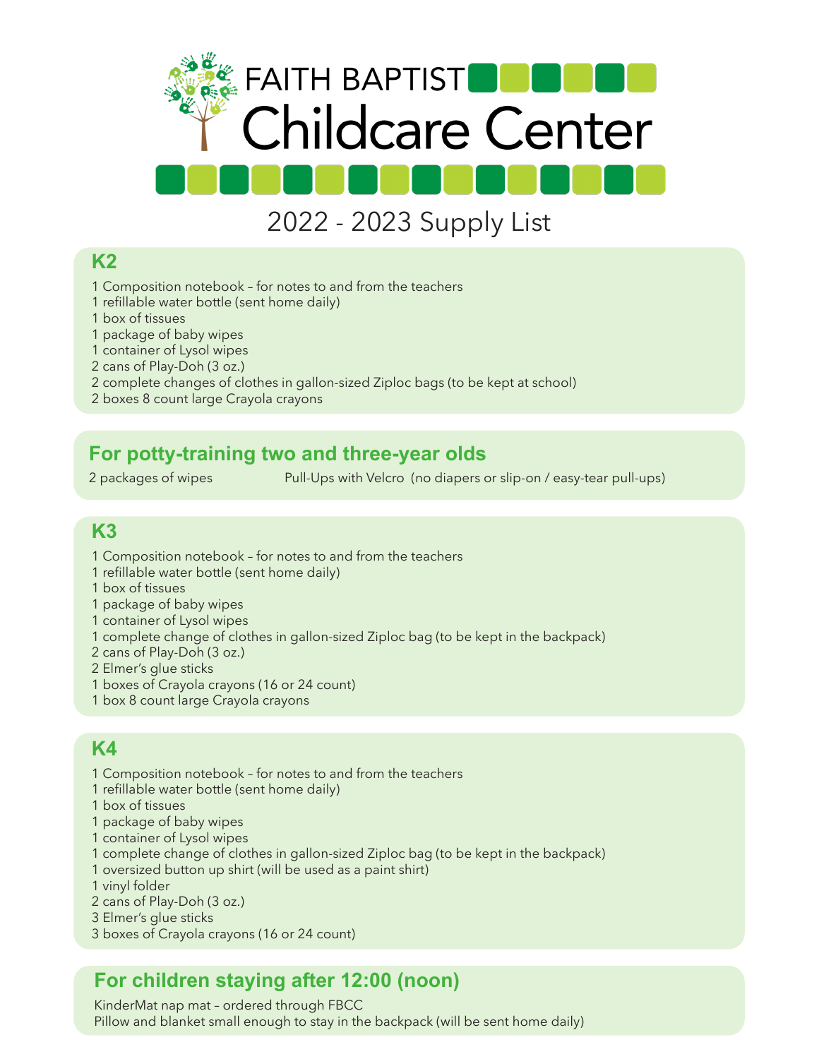# FAITH BAPTIST Childcare Center

## 2022 - 2023 Supply List

### K2

1 Composition notebook – for notes to and from the teachers
1 refillable water bottle (sent home daily)
1 box of tissues
1 package of baby wipes
1 container of Lysol wipes
2 cans of Play-Doh (3 oz.)
2 complete changes of clothes in gallon-sized Ziploc bags (to be kept at school)
2 boxes 8 count large Crayola crayons

### For potty-training two and three-year olds

2 packages of wipes
Pull-Ups with Velcro (no diapers or slip-on / easy-tear pull-ups)

### K3

1 Composition notebook – for notes to and from the teachers
1 refillable water bottle (sent home daily)
1 box of tissues
1 package of baby wipes
1 container of Lysol wipes
1 complete change of clothes in gallon-sized Ziploc bag (to be kept in the backpack)
2 cans of Play-Doh (3 oz.)
2 Elmer's glue sticks
1 boxes of Crayola crayons (16 or 24 count)
1 box 8 count large Crayola crayons

### K4

1 Composition notebook – for notes to and from the teachers
1 refillable water bottle (sent home daily)
1 box of tissues
1 package of baby wipes
1 container of Lysol wipes
1 complete change of clothes in gallon-sized Ziploc bag (to be kept in the backpack)
1 oversized button up shirt (will be used as a paint shirt)
1 vinyl folder
2 cans of Play-Doh (3 oz.)
3 Elmer's glue sticks
3 boxes of Crayola crayons (16 or 24 count)

### For children staying after 12:00 (noon)

KinderMat nap mat – ordered through FBCC
Pillow and blanket small enough to stay in the backpack (will be sent home daily)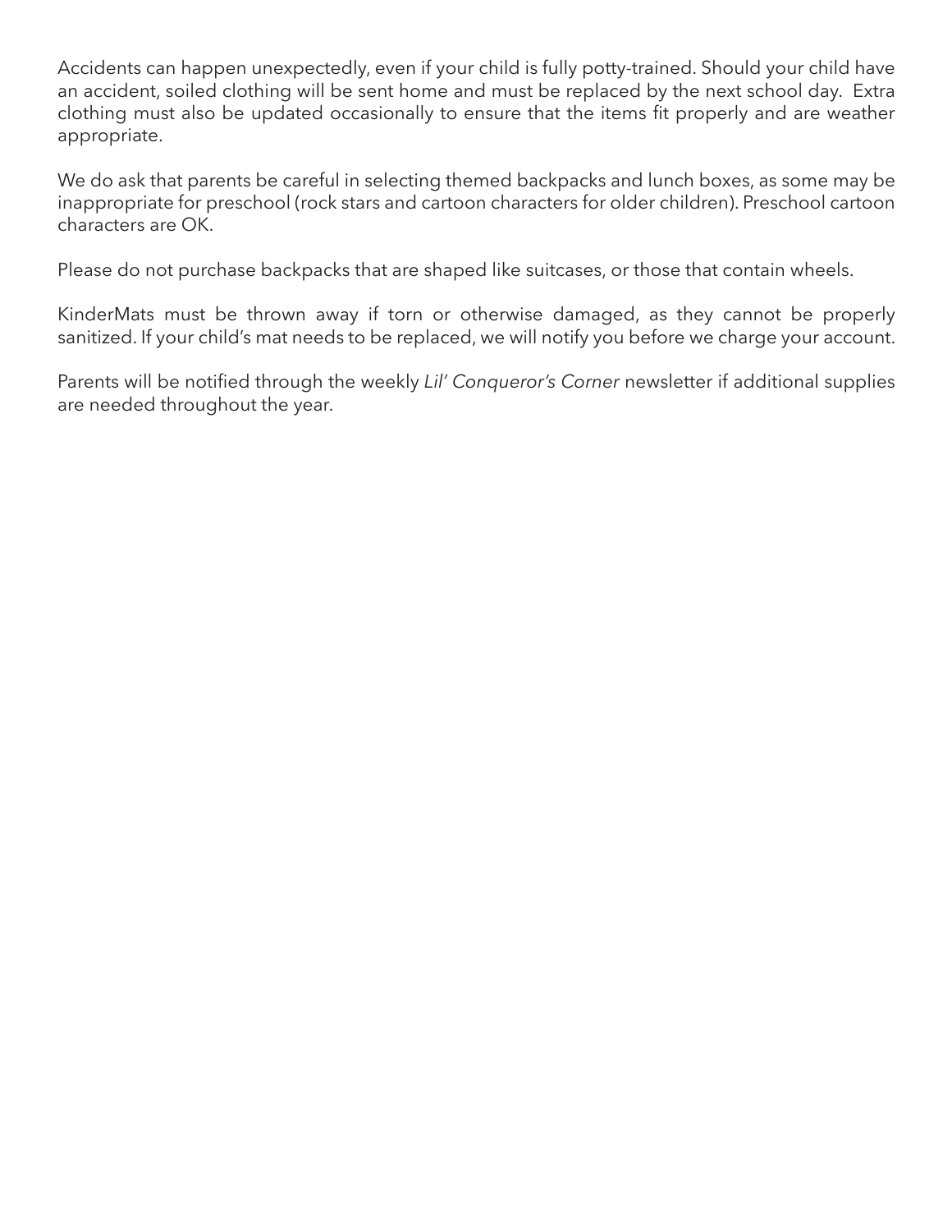Accidents can happen unexpectedly, even if your child is fully potty-trained. Should your child have an accident, soiled clothing will be sent home and must be replaced by the next school day.  Extra clothing must also be updated occasionally to ensure that the items fit properly and are weather appropriate.

We do ask that parents be careful in selecting themed backpacks and lunch boxes, as some may be inappropriate for preschool (rock stars and cartoon characters for older children). Preschool cartoon characters are OK.

Please do not purchase backpacks that are shaped like suitcases, or those that contain wheels.

KinderMats must be thrown away if torn or otherwise damaged, as they cannot be properly sanitized. If your child's mat needs to be replaced, we will notify you before we charge your account.

Parents will be notified through the weekly *Lil' Conqueror's Corner* newsletter if additional supplies are needed throughout the year.